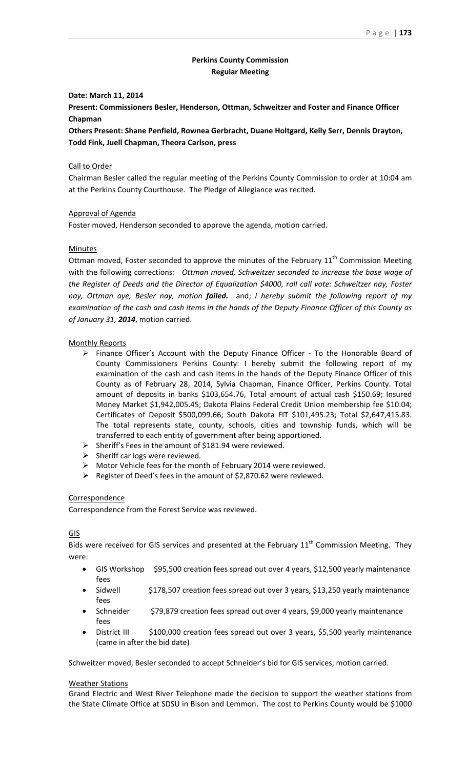# Perkins County Commission
## Regular Meeting

**Date: March 11, 2014**

**Present: Commissioners Besler, Henderson, Ottman, Schweitzer and Foster and Finance Officer Chapman**

**Others Present: Shane Penfield, Rownea Gerbracht, Duane Holtgard, Kelly Serr, Dennis Drayton, Todd Fink, Juell Chapman, Theora Carlson, press**

### Call to Order

Chairman Besler called the regular meeting of the Perkins County Commission to order at 10:04 am at the Perkins County Courthouse. The Pledge of Allegiance was recited.

### Approval of Agenda

Foster moved, Henderson seconded to approve the agenda, motion carried.

### Minutes

Ottman moved, Foster seconded to approve the minutes of the February 11th Commission Meeting with the following corrections*: Ottman moved, Schweitzer seconded to increase the base wage of the Register of Deeds and the Director of Equalization $4000, roll call vote: Schweitzer nay, Foster nay, Ottman aye, Besler nay, motion* ***failed.*** and; *I hereby submit the following report of my examination of the cash and cash items in the hands of the Deputy Finance Officer of this County as of January 31,* ***2014***, motion carried.

### Monthly Reports

- Finance Officer's Account with the Deputy Finance Officer - To the Honorable Board of County Commissioners Perkins County: I hereby submit the following report of my examination of the cash and cash items in the hands of the Deputy Finance Officer of this County as of February 28, 2014, Sylvia Chapman, Finance Officer, Perkins County. Total amount of deposits in banks $103,654.76, Total amount of actual cash $150.69; Insured Money Market $1,942,005.45; Dakota Plains Federal Credit Union membership fee $10.04; Certificates of Deposit $500,099.66; South Dakota FIT $101,495.23; Total $2,647,415.83. The total represents state, county, schools, cities and township funds, which will be transferred to each entity of government after being apportioned.
- Sheriff's Fees in the amount of $181.94 were reviewed.
- Sheriff car logs were reviewed.
- Motor Vehicle fees for the month of February 2014 were reviewed.
- Register of Deed's fees in the amount of $2,870.62 were reviewed.

### Correspondence

Correspondence from the Forest Service was reviewed.

### GIS

Bids were received for GIS services and presented at the February 11th Commission Meeting. They were:

- GIS Workshop $95,500 creation fees spread out over 4 years, $12,500 yearly maintenance fees
- Sidwell $178,507 creation fees spread out over 3 years, $13,250 yearly maintenance fees
- Schneider $79,879 creation fees spread out over 4 years, $9,000 yearly maintenance fees
- District III $100,000 creation fees spread out over 3 years, $5,500 yearly maintenance (came in after the bid date)

Schweitzer moved, Besler seconded to accept Schneider's bid for GIS services, motion carried.

### Weather Stations

Grand Electric and West River Telephone made the decision to support the weather stations from the State Climate Office at SDSU in Bison and Lemmon. The cost to Perkins County would be $1000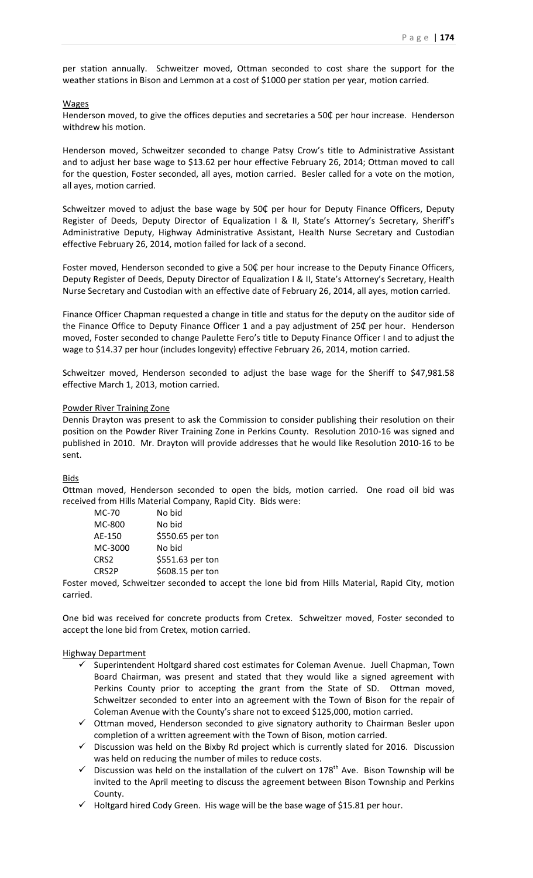per station annually. Schweitzer moved, Ottman seconded to cost share the support for the weather stations in Bison and Lemmon at a cost of $1000 per station per year, motion carried.

Wages

Henderson moved, to give the offices deputies and secretaries a 50₵ per hour increase. Henderson withdrew his motion.

Henderson moved, Schweitzer seconded to change Patsy Crow's title to Administrative Assistant and to adjust her base wage to $13.62 per hour effective February 26, 2014; Ottman moved to call for the question, Foster seconded, all ayes, motion carried. Besler called for a vote on the motion, all ayes, motion carried.

Schweitzer moved to adjust the base wage by 50₵ per hour for Deputy Finance Officers, Deputy Register of Deeds, Deputy Director of Equalization I & II, State's Attorney's Secretary, Sheriff's Administrative Deputy, Highway Administrative Assistant, Health Nurse Secretary and Custodian effective February 26, 2014, motion failed for lack of a second.

Foster moved, Henderson seconded to give a 50₵ per hour increase to the Deputy Finance Officers, Deputy Register of Deeds, Deputy Director of Equalization I & II, State's Attorney's Secretary, Health Nurse Secretary and Custodian with an effective date of February 26, 2014, all ayes, motion carried.

Finance Officer Chapman requested a change in title and status for the deputy on the auditor side of the Finance Office to Deputy Finance Officer 1 and a pay adjustment of 25₵ per hour. Henderson moved, Foster seconded to change Paulette Fero's title to Deputy Finance Officer I and to adjust the wage to $14.37 per hour (includes longevity) effective February 26, 2014, motion carried.

Schweitzer moved, Henderson seconded to adjust the base wage for the Sheriff to $47,981.58 effective March 1, 2013, motion carried.

Powder River Training Zone

Dennis Drayton was present to ask the Commission to consider publishing their resolution on their position on the Powder River Training Zone in Perkins County. Resolution 2010-16 was signed and published in 2010. Mr. Drayton will provide addresses that he would like Resolution 2010-16 to be sent.

Bids

Ottman moved, Henderson seconded to open the bids, motion carried. One road oil bid was received from Hills Material Company, Rapid City. Bids were:

| | |
|---|---|
| MC-70 | No bid |
| MC-800 | No bid |
| AE-150 | $550.65 per ton |
| MC-3000 | No bid |
| CRS2 | $551.63 per ton |
| CRS2P | $608.15 per ton |

Foster moved, Schweitzer seconded to accept the lone bid from Hills Material, Rapid City, motion carried.

One bid was received for concrete products from Cretex. Schweitzer moved, Foster seconded to accept the lone bid from Cretex, motion carried.

Highway Department

- ✓ Superintendent Holtgard shared cost estimates for Coleman Avenue. Juell Chapman, Town Board Chairman, was present and stated that they would like a signed agreement with Perkins County prior to accepting the grant from the State of SD. Ottman moved, Schweitzer seconded to enter into an agreement with the Town of Bison for the repair of Coleman Avenue with the County's share not to exceed $125,000, motion carried.
- ✓ Ottman moved, Henderson seconded to give signatory authority to Chairman Besler upon completion of a written agreement with the Town of Bison, motion carried.
- ✓ Discussion was held on the Bixby Rd project which is currently slated for 2016. Discussion was held on reducing the number of miles to reduce costs.
- ✓ Discussion was held on the installation of the culvert on 178th Ave. Bison Township will be invited to the April meeting to discuss the agreement between Bison Township and Perkins County.
- ✓ Holtgard hired Cody Green. His wage will be the base wage of $15.81 per hour.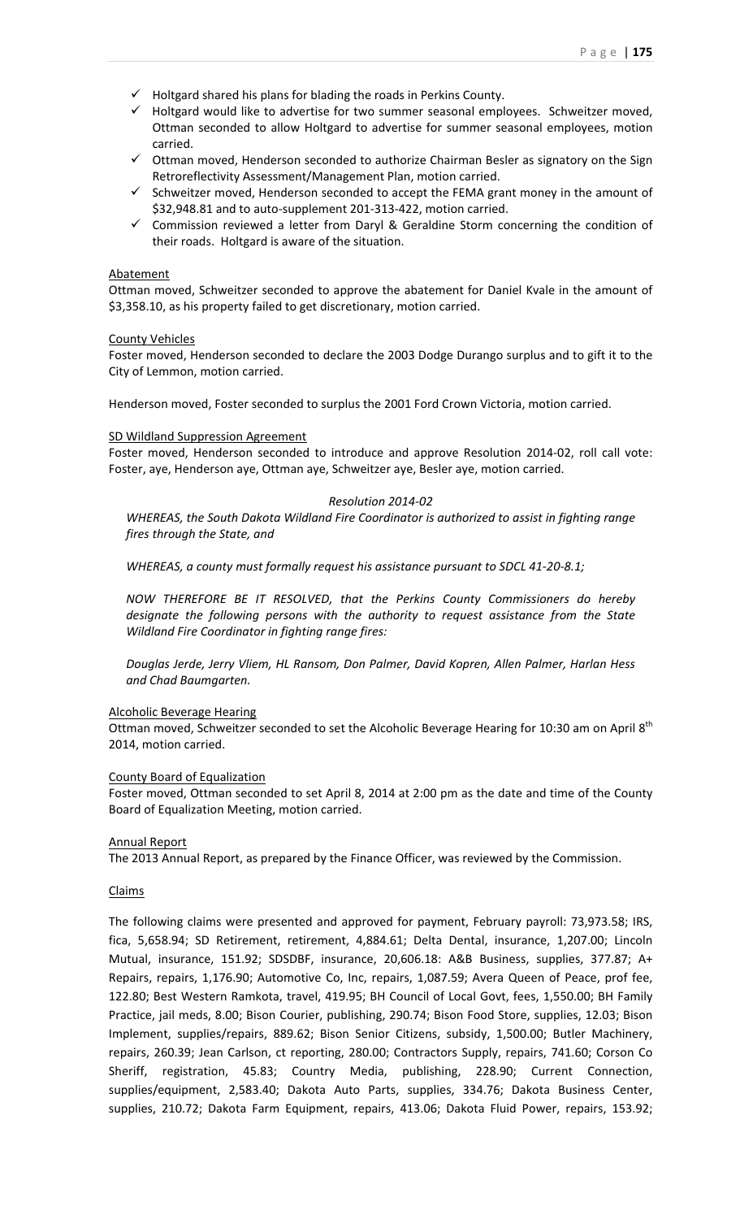- ✓ Holtgard shared his plans for blading the roads in Perkins County.
- ✓ Holtgard would like to advertise for two summer seasonal employees. Schweitzer moved, Ottman seconded to allow Holtgard to advertise for summer seasonal employees, motion carried.
- ✓ Ottman moved, Henderson seconded to authorize Chairman Besler as signatory on the Sign Retroreflectivity Assessment/Management Plan, motion carried.
- ✓ Schweitzer moved, Henderson seconded to accept the FEMA grant money in the amount of $32,948.81 and to auto-supplement 201-313-422, motion carried.
- ✓ Commission reviewed a letter from Daryl & Geraldine Storm concerning the condition of their roads. Holtgard is aware of the situation.

Abatement

Ottman moved, Schweitzer seconded to approve the abatement for Daniel Kvale in the amount of $3,358.10, as his property failed to get discretionary, motion carried.

County Vehicles

Foster moved, Henderson seconded to declare the 2003 Dodge Durango surplus and to gift it to the City of Lemmon, motion carried.

Henderson moved, Foster seconded to surplus the 2001 Ford Crown Victoria, motion carried.

SD Wildland Suppression Agreement

Foster moved, Henderson seconded to introduce and approve Resolution 2014-02, roll call vote: Foster, aye, Henderson aye, Ottman aye, Schweitzer aye, Besler aye, motion carried.

*Resolution 2014-02*

*WHEREAS, the South Dakota Wildland Fire Coordinator is authorized to assist in fighting range fires through the State, and*

*WHEREAS, a county must formally request his assistance pursuant to SDCL 41-20-8.1;*

*NOW THEREFORE BE IT RESOLVED, that the Perkins County Commissioners do hereby designate the following persons with the authority to request assistance from the State Wildland Fire Coordinator in fighting range fires:*

*Douglas Jerde, Jerry Vliem, HL Ransom, Don Palmer, David Kopren, Allen Palmer, Harlan Hess and Chad Baumgarten.*

Alcoholic Beverage Hearing

Ottman moved, Schweitzer seconded to set the Alcoholic Beverage Hearing for 10:30 am on April 8th 2014, motion carried.

County Board of Equalization

Foster moved, Ottman seconded to set April 8, 2014 at 2:00 pm as the date and time of the County Board of Equalization Meeting, motion carried.

Annual Report

The 2013 Annual Report, as prepared by the Finance Officer, was reviewed by the Commission.

Claims

The following claims were presented and approved for payment, February payroll: 73,973.58; IRS, fica, 5,658.94; SD Retirement, retirement, 4,884.61; Delta Dental, insurance, 1,207.00; Lincoln Mutual, insurance, 151.92; SDSDBF, insurance, 20,606.18: A&B Business, supplies, 377.87; A+ Repairs, repairs, 1,176.90; Automotive Co, Inc, repairs, 1,087.59; Avera Queen of Peace, prof fee, 122.80; Best Western Ramkota, travel, 419.95; BH Council of Local Govt, fees, 1,550.00; BH Family Practice, jail meds, 8.00; Bison Courier, publishing, 290.74; Bison Food Store, supplies, 12.03; Bison Implement, supplies/repairs, 889.62; Bison Senior Citizens, subsidy, 1,500.00; Butler Machinery, repairs, 260.39; Jean Carlson, ct reporting, 280.00; Contractors Supply, repairs, 741.60; Corson Co Sheriff, registration, 45.83; Country Media, publishing, 228.90; Current Connection, supplies/equipment, 2,583.40; Dakota Auto Parts, supplies, 334.76; Dakota Business Center, supplies, 210.72; Dakota Farm Equipment, repairs, 413.06; Dakota Fluid Power, repairs, 153.92;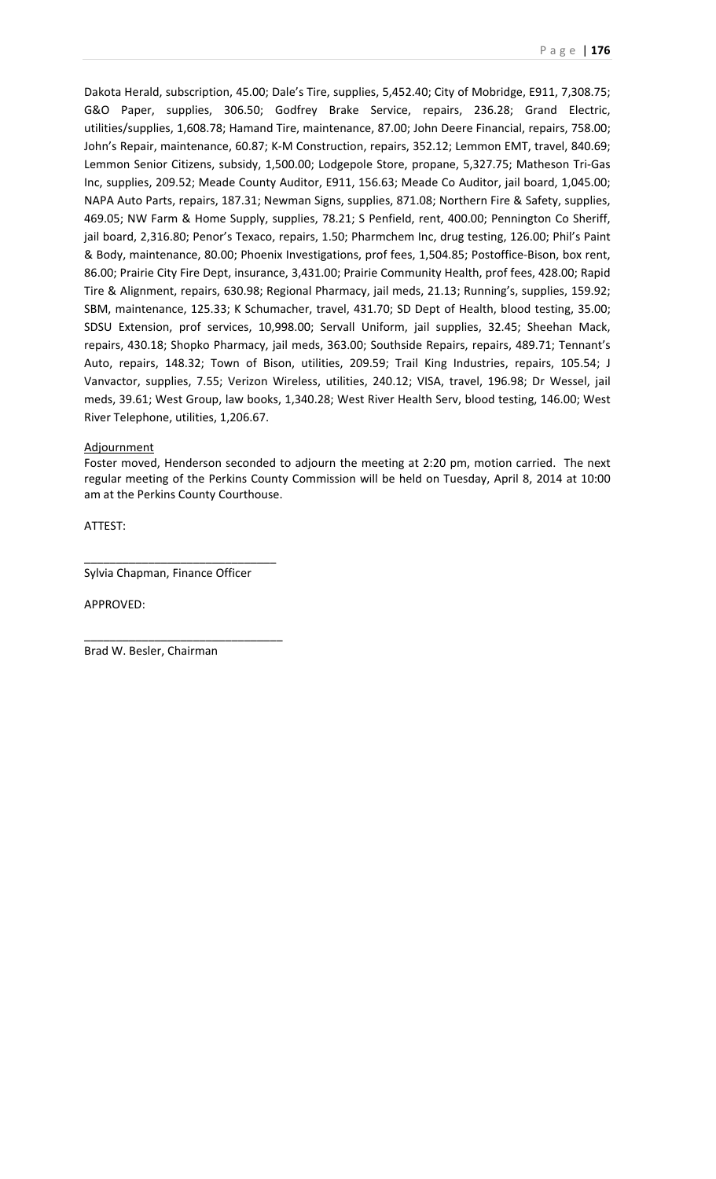Dakota Herald, subscription, 45.00; Dale's Tire, supplies, 5,452.40; City of Mobridge, E911, 7,308.75; G&O Paper, supplies, 306.50; Godfrey Brake Service, repairs, 236.28; Grand Electric, utilities/supplies, 1,608.78; Hamand Tire, maintenance, 87.00; John Deere Financial, repairs, 758.00; John's Repair, maintenance, 60.87; K-M Construction, repairs, 352.12; Lemmon EMT, travel, 840.69; Lemmon Senior Citizens, subsidy, 1,500.00; Lodgepole Store, propane, 5,327.75; Matheson Tri-Gas Inc, supplies, 209.52; Meade County Auditor, E911, 156.63; Meade Co Auditor, jail board, 1,045.00; NAPA Auto Parts, repairs, 187.31; Newman Signs, supplies, 871.08; Northern Fire & Safety, supplies, 469.05; NW Farm & Home Supply, supplies, 78.21; S Penfield, rent, 400.00; Pennington Co Sheriff, jail board, 2,316.80; Penor's Texaco, repairs, 1.50; Pharmchem Inc, drug testing, 126.00; Phil's Paint & Body, maintenance, 80.00; Phoenix Investigations, prof fees, 1,504.85; Postoffice-Bison, box rent, 86.00; Prairie City Fire Dept, insurance, 3,431.00; Prairie Community Health, prof fees, 428.00; Rapid Tire & Alignment, repairs, 630.98; Regional Pharmacy, jail meds, 21.13; Running's, supplies, 159.92; SBM, maintenance, 125.33; K Schumacher, travel, 431.70; SD Dept of Health, blood testing, 35.00; SDSU Extension, prof services, 10,998.00; Servall Uniform, jail supplies, 32.45; Sheehan Mack, repairs, 430.18; Shopko Pharmacy, jail meds, 363.00; Southside Repairs, repairs, 489.71; Tennant's Auto, repairs, 148.32; Town of Bison, utilities, 209.59; Trail King Industries, repairs, 105.54; J Vanvactor, supplies, 7.55; Verizon Wireless, utilities, 240.12; VISA, travel, 196.98; Dr Wessel, jail meds, 39.61; West Group, law books, 1,340.28; West River Health Serv, blood testing, 146.00; West River Telephone, utilities, 1,206.67.

Adjournment

Foster moved, Henderson seconded to adjourn the meeting at 2:20 pm, motion carried. The next regular meeting of the Perkins County Commission will be held on Tuesday, April 8, 2014 at 10:00 am at the Perkins County Courthouse.

ATTEST:

______________________________
Sylvia Chapman, Finance Officer

APPROVED:

______________________________
Brad W. Besler, Chairman